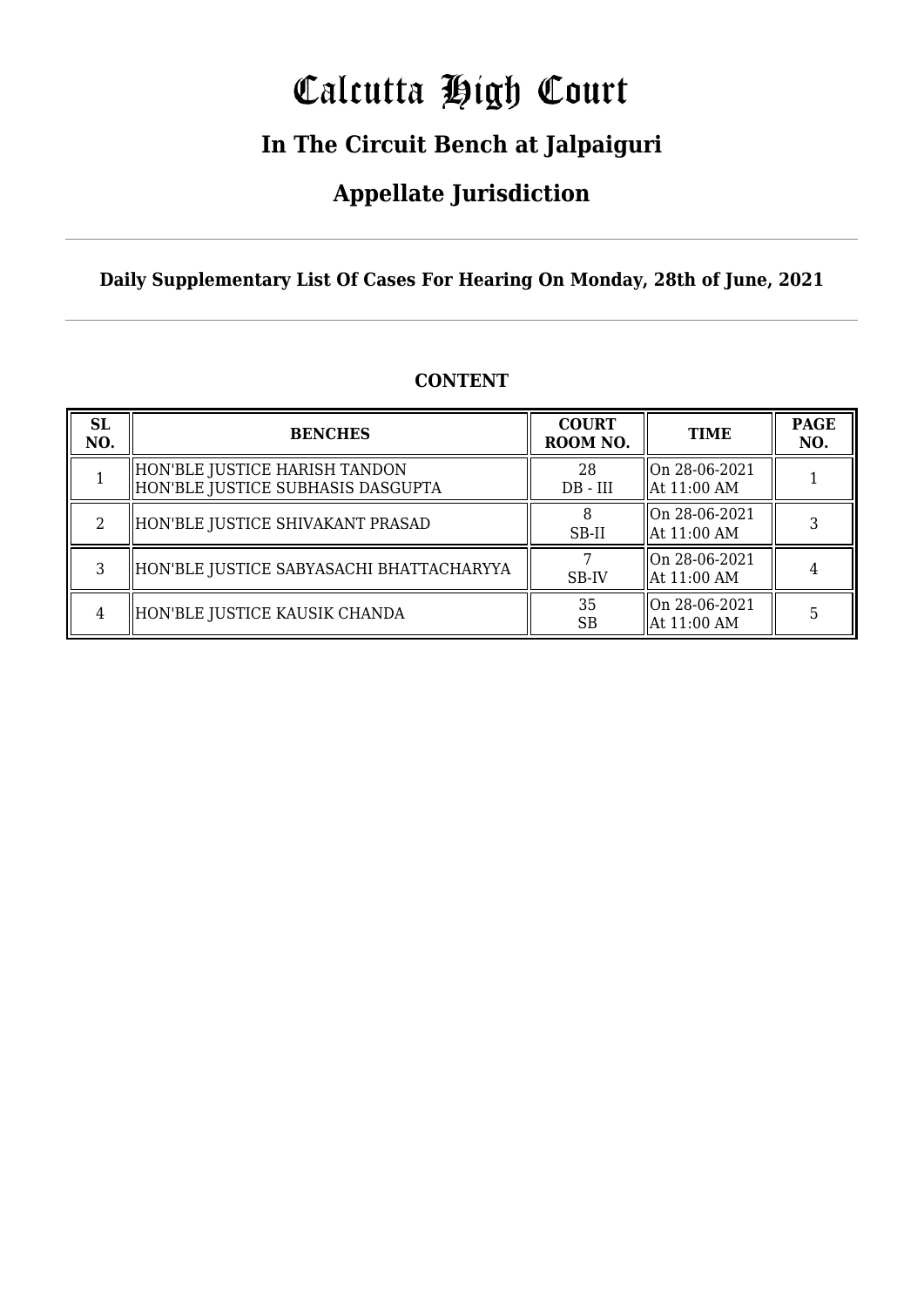# Calcutta High Court

## In The Circuit Bench at Jalpaiguri

## Appellate Jurisdiction

**Daily Supplementary List Of Cases For Hearing On Monday, 28th of June, 2021**

**CONTENT**

| SL NO. | BENCHES | COURT ROOM NO. | TIME | PAGE NO. |
|---|---|---|---|---|
| 1 | HON'BLE JUSTICE HARISH TANDON<br>HON'BLE JUSTICE SUBHASIS DASGUPTA | 28<br>DB - III | On 28-06-2021<br>At 11:00 AM | 1 |
| 2 | HON'BLE JUSTICE SHIVAKANT PRASAD | 8<br>SB-II | On 28-06-2021<br>At 11:00 AM | 3 |
| 3 | HON'BLE JUSTICE SABYASACHI BHATTACHARYYA | 7<br>SB-IV | On 28-06-2021<br>At 11:00 AM | 4 |
| 4 | HON'BLE JUSTICE KAUSIK CHANDA | 35<br>SB | On 28-06-2021<br>At 11:00 AM | 5 |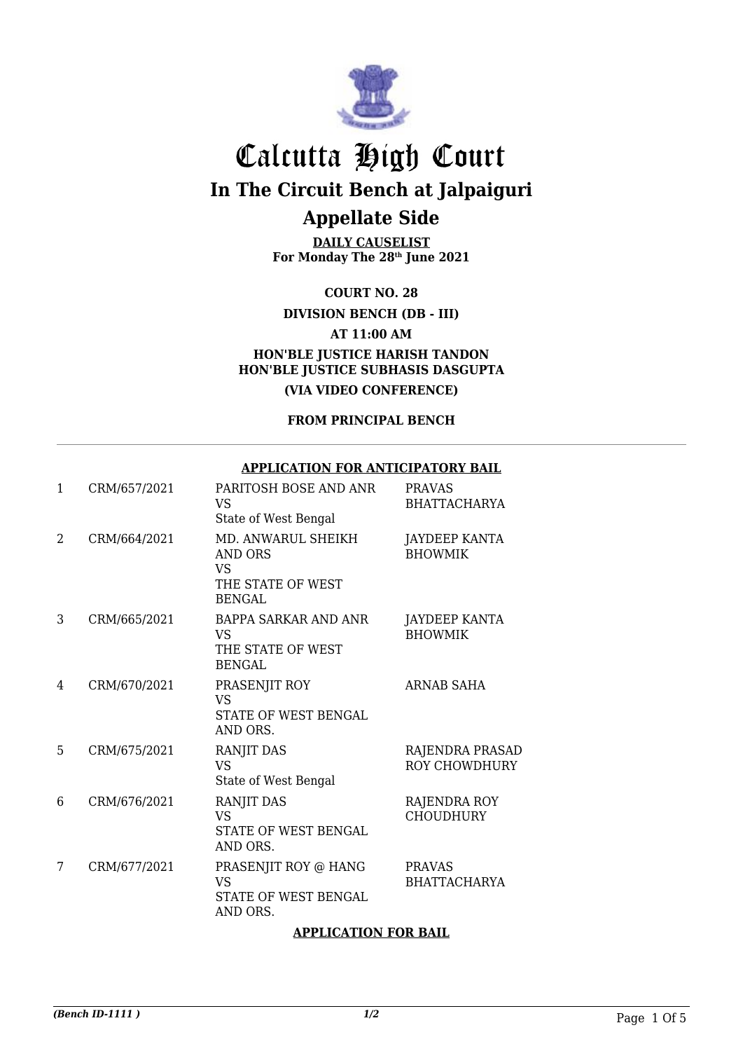# Calcutta High Court

## In The Circuit Bench at Jalpaiguri

## Appellate Side

**DAILY CAUSELIST**
**For Monday The 28th June 2021**

**COURT NO. 28**

**DIVISION BENCH (DB - III)**

**AT 11:00 AM**

**HON'BLE JUSTICE HARISH TANDON**
**HON'BLE JUSTICE SUBHASIS DASGUPTA**

**(VIA VIDEO CONFERENCE)**

**FROM PRINCIPAL BENCH**

---

**APPLICATION FOR ANTICIPATORY BAIL**

| | | | |
|---|---|---|---|
| 1 | CRM/657/2021 | PARITOSH BOSE AND ANR VS State of West Bengal | PRAVAS BHATTACHARYA |
| 2 | CRM/664/2021 | MD. ANWARUL SHEIKH AND ORS VS THE STATE OF WEST BENGAL | JAYDEEP KANTA BHOWMIK |
| 3 | CRM/665/2021 | BAPPA SARKAR AND ANR VS THE STATE OF WEST BENGAL | JAYDEEP KANTA BHOWMIK |
| 4 | CRM/670/2021 | PRASENJIT ROY VS STATE OF WEST BENGAL AND ORS. | ARNAB SAHA |
| 5 | CRM/675/2021 | RANJIT DAS VS State of West Bengal | RAJENDRA PRASAD ROY CHOWDHURY |
| 6 | CRM/676/2021 | RANJIT DAS VS STATE OF WEST BENGAL AND ORS. | RAJENDRA ROY CHOUDHURY |
| 7 | CRM/677/2021 | PRASENJIT ROY @ HANG VS STATE OF WEST BENGAL AND ORS. | PRAVAS BHATTACHARYA |

**APPLICATION FOR BAIL**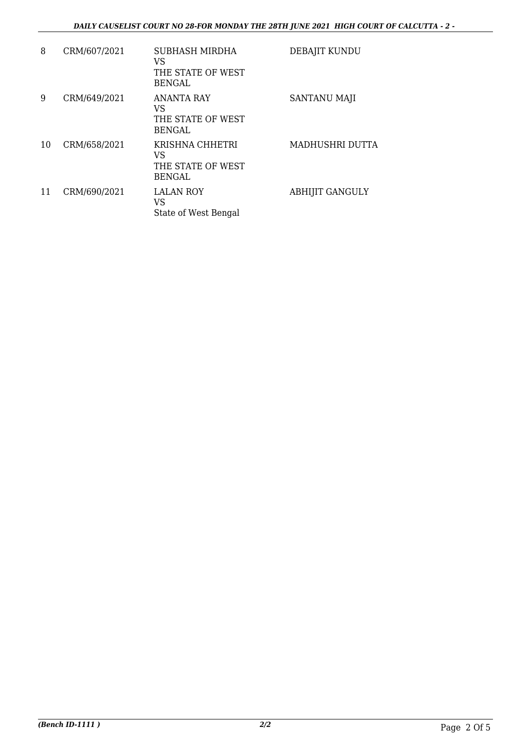| 8 | CRM/607/2021 | SUBHASH MIRDHA<br>VS<br>THE STATE OF WEST BENGAL | DEBAJIT KUNDU |
|---|---|---|---|
| 9 | CRM/649/2021 | ANANTA RAY<br>VS<br>THE STATE OF WEST BENGAL | SANTANU MAJI |
| 10 | CRM/658/2021 | KRISHNA CHHETRI<br>VS<br>THE STATE OF WEST BENGAL | MADHUSHRI DUTTA |
| 11 | CRM/690/2021 | LALAN ROY<br>VS<br>State of West Bengal | ABHIJIT GANGULY |

*(Bench ID-1111 )* **2/2**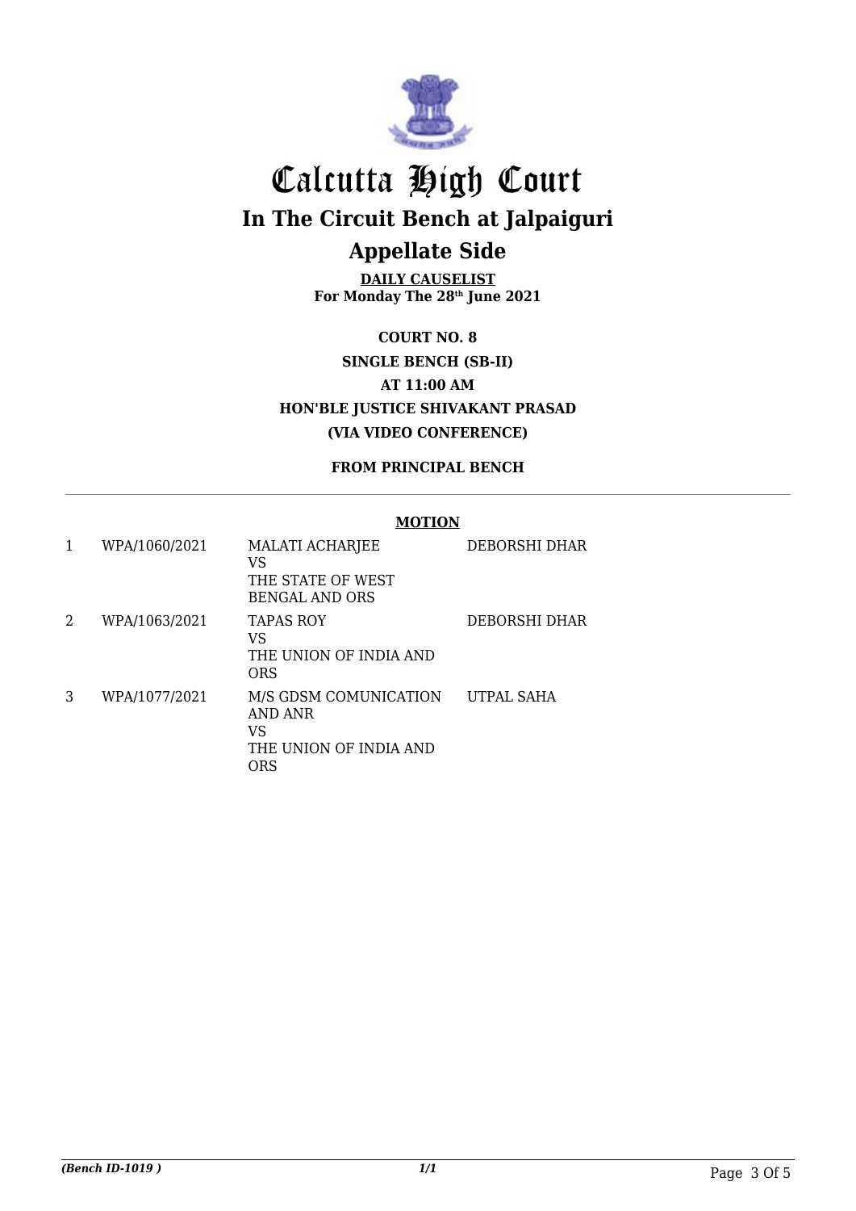# Calcutta High Court

## In The Circuit Bench at Jalpaiguri

## Appellate Side

**DAILY CAUSELIST**
**For Monday The 28th June 2021**

**COURT NO. 8**
**SINGLE BENCH (SB-II)**
**AT 11:00 AM**
**HON'BLE JUSTICE SHIVAKANT PRASAD**
**(VIA VIDEO CONFERENCE)**

**FROM PRINCIPAL BENCH**

**MOTION**

| | | | |
|---|---|---|---|
| 1 | WPA/1060/2021 | MALATI ACHARJEE VS THE STATE OF WEST BENGAL AND ORS | DEBORSHI DHAR |
| 2 | WPA/1063/2021 | TAPAS ROY VS THE UNION OF INDIA AND ORS | DEBORSHI DHAR |
| 3 | WPA/1077/2021 | M/S GDSM COMUNICATION AND ANR VS THE UNION OF INDIA AND ORS | UTPAL SAHA |

*(Bench ID-1019 )*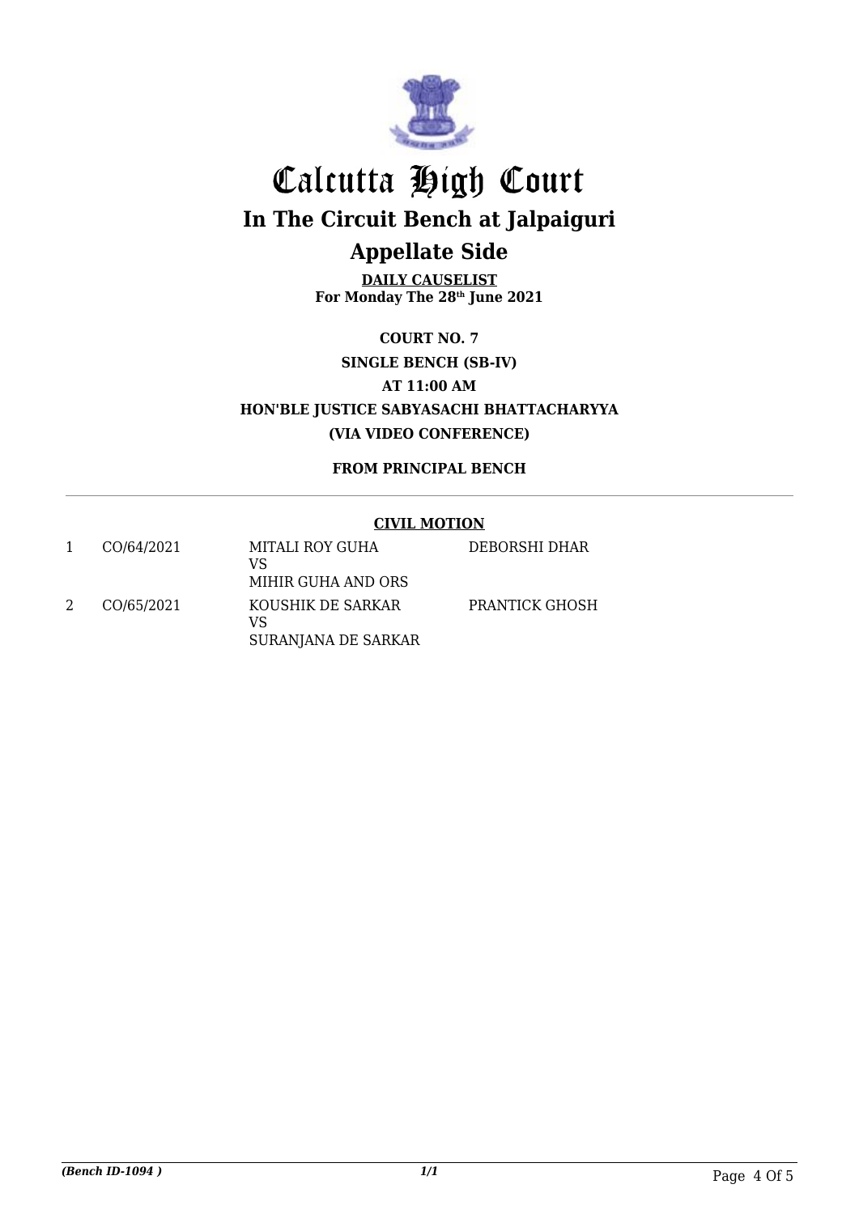# Calcutta High Court

## In The Circuit Bench at Jalpaiguri

## Appellate Side

**DAILY CAUSELIST**
**For Monday The 28th June 2021**

**COURT NO. 7**
**SINGLE BENCH (SB-IV)**
**AT 11:00 AM**
**HON'BLE JUSTICE SABYASACHI BHATTACHARYYA**
**(VIA VIDEO CONFERENCE)**

**FROM PRINCIPAL BENCH**

**CIVIL MOTION**

| | | | |
|---|---|---|---|
| 1 | CO/64/2021 | MITALI ROY GUHA<br>VS<br>MIHIR GUHA AND ORS | DEBORSHI DHAR |
| 2 | CO/65/2021 | KOUSHIK DE SARKAR<br>VS<br>SURANJANA DE SARKAR | PRANTICK GHOSH |

*(Bench ID-1094 )* 1/1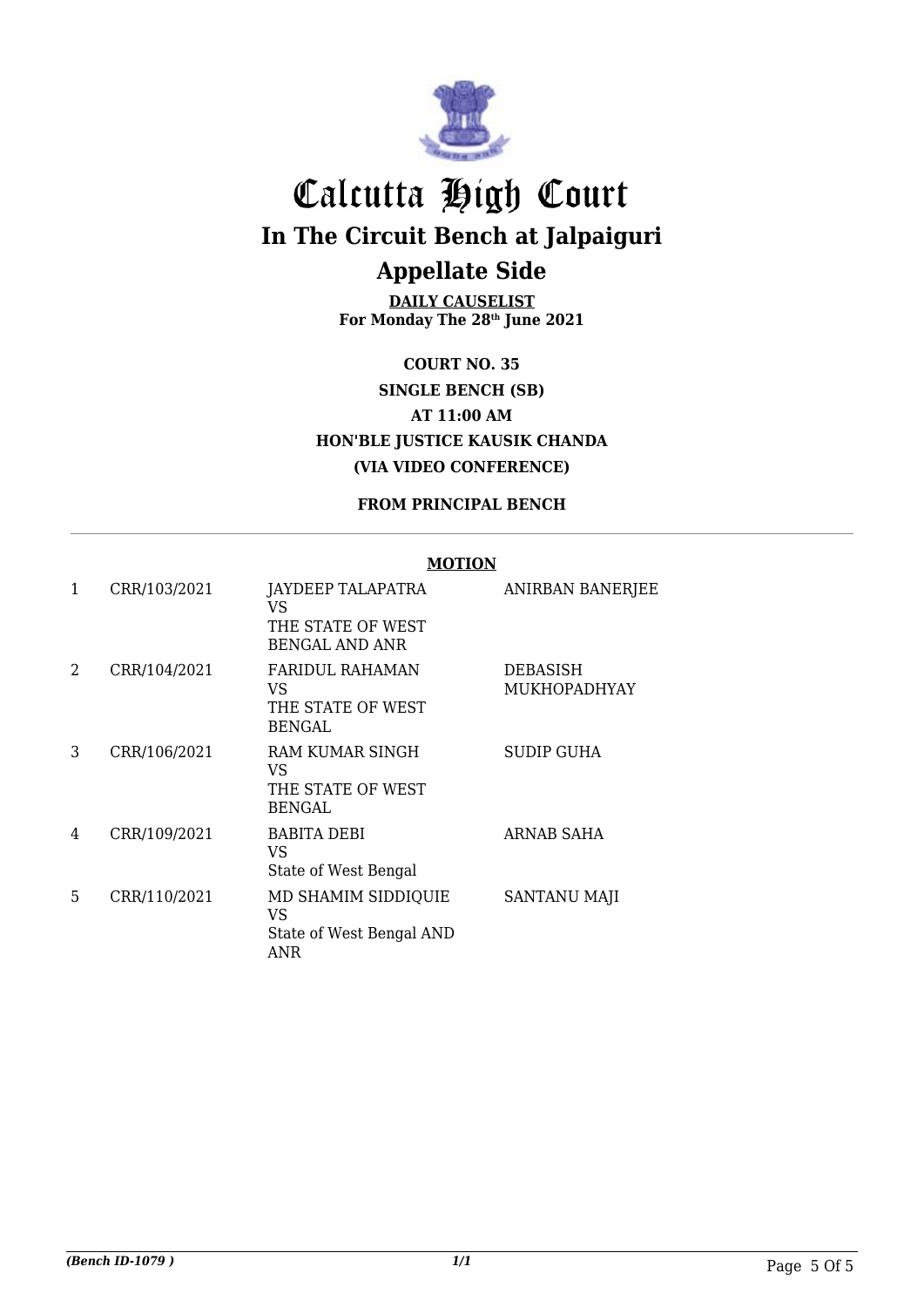# Calcutta High Court

## In The Circuit Bench at Jalpaiguri

## Appellate Side

**DAILY CAUSELIST**
**For Monday The 28th June 2021**

**COURT NO. 35**
**SINGLE BENCH (SB)**
**AT 11:00 AM**
**HON'BLE JUSTICE KAUSIK CHANDA**
**(VIA VIDEO CONFERENCE)**

**FROM PRINCIPAL BENCH**

**MOTION**

| | | | |
|---|---|---|---|
| 1 | CRR/103/2021 | JAYDEEP TALAPATRA VS THE STATE OF WEST BENGAL AND ANR | ANIRBAN BANERJEE |
| 2 | CRR/104/2021 | FARIDUL RAHAMAN VS THE STATE OF WEST BENGAL | DEBASISH MUKHOPADHYAY |
| 3 | CRR/106/2021 | RAM KUMAR SINGH VS THE STATE OF WEST BENGAL | SUDIP GUHA |
| 4 | CRR/109/2021 | BABITA DEBI VS State of West Bengal | ARNAB SAHA |
| 5 | CRR/110/2021 | MD SHAMIM SIDDIQUIE VS State of West Bengal AND ANR | SANTANU MAJI |

*(Bench ID-1079 )*